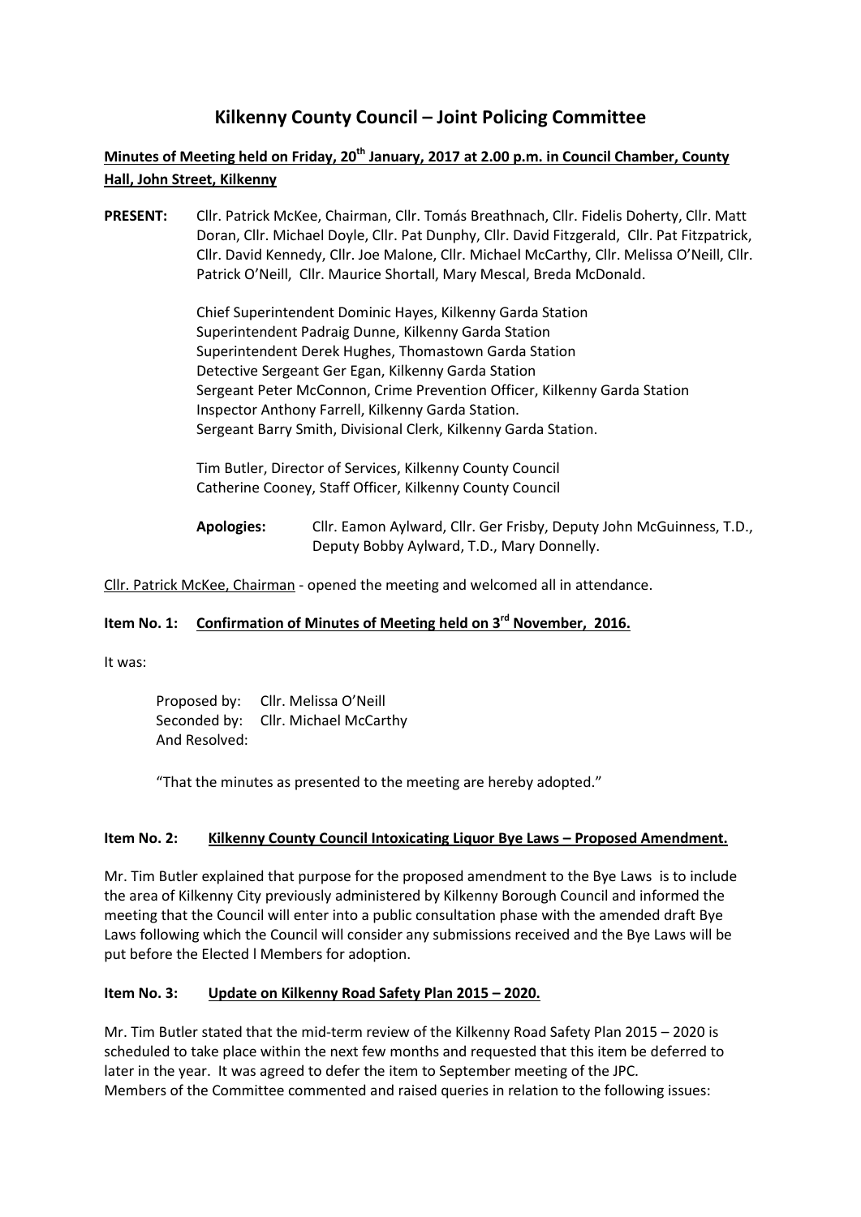# Kilkenny County Council – Joint Policing Committee

**Minutes of Meeting held on Friday, 20th January, 2017 at 2.00 p.m. in Council Chamber, County Hall, John Street, Kilkenny**

**PRESENT:** Cllr. Patrick McKee, Chairman, Cllr. Tomás Breathnach, Cllr. Fidelis Doherty, Cllr. Matt Doran, Cllr. Michael Doyle, Cllr. Pat Dunphy, Cllr. David Fitzgerald, Cllr. Pat Fitzpatrick, Cllr. David Kennedy, Cllr. Joe Malone, Cllr. Michael McCarthy, Cllr. Melissa O'Neill, Cllr. Patrick O'Neill, Cllr. Maurice Shortall, Mary Mescal, Breda McDonald.

Chief Superintendent Dominic Hayes, Kilkenny Garda Station
Superintendent Padraig Dunne, Kilkenny Garda Station
Superintendent Derek Hughes, Thomastown Garda Station
Detective Sergeant Ger Egan, Kilkenny Garda Station
Sergeant Peter McConnon, Crime Prevention Officer, Kilkenny Garda Station
Inspector Anthony Farrell, Kilkenny Garda Station.
Sergeant Barry Smith, Divisional Clerk, Kilkenny Garda Station.

Tim Butler, Director of Services, Kilkenny County Council
Catherine Cooney, Staff Officer, Kilkenny County Council

**Apologies:** Cllr. Eamon Aylward, Cllr. Ger Frisby, Deputy John McGuinness, T.D., Deputy Bobby Aylward, T.D., Mary Donnelly.

Cllr. Patrick McKee, Chairman - opened the meeting and welcomed all in attendance.

**Item No. 1: Confirmation of Minutes of Meeting held on 3rd November, 2016.**

It was:

Proposed by: Cllr. Melissa O'Neill
Seconded by: Cllr. Michael McCarthy
And Resolved:

"That the minutes as presented to the meeting are hereby adopted."

**Item No. 2: Kilkenny County Council Intoxicating Liquor Bye Laws – Proposed Amendment.**

Mr. Tim Butler explained that purpose for the proposed amendment to the Bye Laws is to include the area of Kilkenny City previously administered by Kilkenny Borough Council and informed the meeting that the Council will enter into a public consultation phase with the amended draft Bye Laws following which the Council will consider any submissions received and the Bye Laws will be put before the Elected l Members for adoption.

**Item No. 3: Update on Kilkenny Road Safety Plan 2015 – 2020.**

Mr. Tim Butler stated that the mid-term review of the Kilkenny Road Safety Plan 2015 – 2020 is scheduled to take place within the next few months and requested that this item be deferred to later in the year. It was agreed to defer the item to September meeting of the JPC.
Members of the Committee commented and raised queries in relation to the following issues: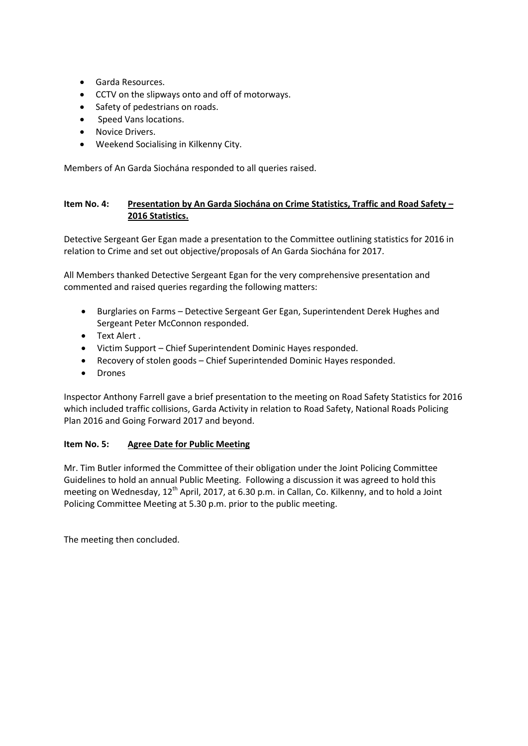- Garda Resources.
- CCTV on the slipways onto and off of motorways.
- Safety of pedestrians on roads.
- Speed Vans locations.
- Novice Drivers.
- Weekend Socialising in Kilkenny City.

Members of An Garda Siochána responded to all queries raised.

**Item No. 4:** **<u>Presentation by An Garda Siochána on Crime Statistics, Traffic and Road Safety – 2016 Statistics.</u>**

Detective Sergeant Ger Egan made a presentation to the Committee outlining statistics for 2016 in relation to Crime and set out objective/proposals of An Garda Siochána for 2017.

All Members thanked Detective Sergeant Egan for the very comprehensive presentation and commented and raised queries regarding the following matters:

- Burglaries on Farms – Detective Sergeant Ger Egan, Superintendent Derek Hughes and Sergeant Peter McConnon responded.
- Text Alert .
- Victim Support – Chief Superintendent Dominic Hayes responded.
- Recovery of stolen goods – Chief Superintended Dominic Hayes responded.
- Drones

Inspector Anthony Farrell gave a brief presentation to the meeting on Road Safety Statistics for 2016 which included traffic collisions, Garda Activity in relation to Road Safety, National Roads Policing Plan 2016 and Going Forward 2017 and beyond.

**Item No. 5:** **<u>Agree Date for Public Meeting</u>**

Mr. Tim Butler informed the Committee of their obligation under the Joint Policing Committee Guidelines to hold an annual Public Meeting. Following a discussion it was agreed to hold this meeting on Wednesday, 12th April, 2017, at 6.30 p.m. in Callan, Co. Kilkenny, and to hold a Joint Policing Committee Meeting at 5.30 p.m. prior to the public meeting.

The meeting then concluded.